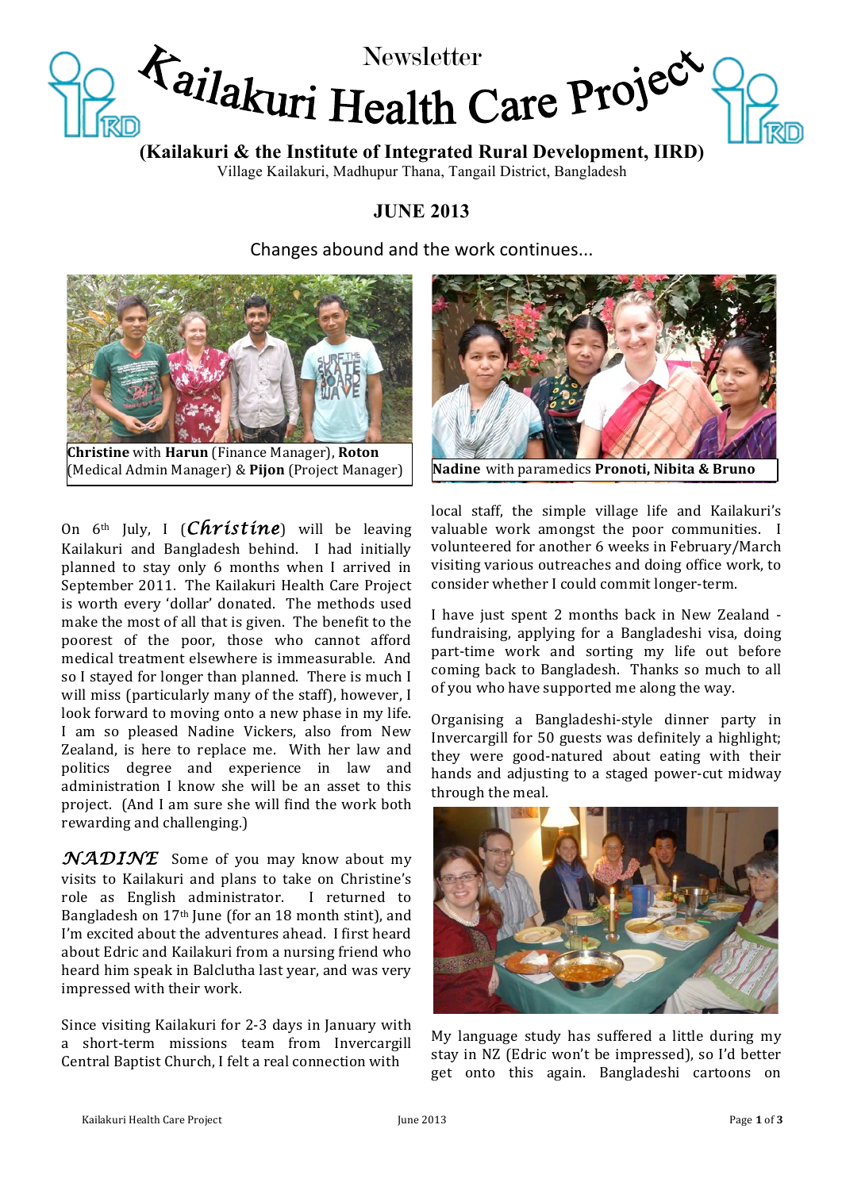# Newsletter Kailakuri Health Care Project

**(Kailakuri & the Institute of Integrated Rural Development, IIRD)**

Village Kailakuri, Madhupur Thana, Tangail District, Bangladesh

## JUNE 2013

### Changes abound and the work continues...

**Christine** with **Harun** (Finance Manager), **Roton** (Medical Admin Manager) & **Pijon** (Project Manager)

**Nadine** with paramedics **Pronoti, Nibita & Bruno**

On 6th July, I (*Christine*) will be leaving Kailakuri and Bangladesh behind. I had initially planned to stay only 6 months when I arrived in September 2011. The Kailakuri Health Care Project is worth every 'dollar' donated. The methods used make the most of all that is given. The benefit to the poorest of the poor, those who cannot afford medical treatment elsewhere is immeasurable. And so I stayed for longer than planned. There is much I will miss (particularly many of the staff), however, I look forward to moving onto a new phase in my life. I am so pleased Nadine Vickers, also from New Zealand, is here to replace me. With her law and politics degree and experience in law and administration I know she will be an asset to this project. (And I am sure she will find the work both rewarding and challenging.)

*NADINE* Some of you may know about my visits to Kailakuri and plans to take on Christine's role as English administrator. I returned to Bangladesh on 17th June (for an 18 month stint), and I'm excited about the adventures ahead. I first heard about Edric and Kailakuri from a nursing friend who heard him speak in Balclutha last year, and was very impressed with their work.

Since visiting Kailakuri for 2-3 days in January with a short-term missions team from Invercargill Central Baptist Church, I felt a real connection with local staff, the simple village life and Kailakuri's valuable work amongst the poor communities. I volunteered for another 6 weeks in February/March visiting various outreaches and doing office work, to consider whether I could commit longer-term.

I have just spent 2 months back in New Zealand - fundraising, applying for a Bangladeshi visa, doing part-time work and sorting my life out before coming back to Bangladesh. Thanks so much to all of you who have supported me along the way.

Organising a Bangladeshi-style dinner party in Invercargill for 50 guests was definitely a highlight; they were good-natured about eating with their hands and adjusting to a staged power-cut midway through the meal.

My language study has suffered a little during my stay in NZ (Edric won't be impressed), so I'd better get onto this again. Bangladeshi cartoons on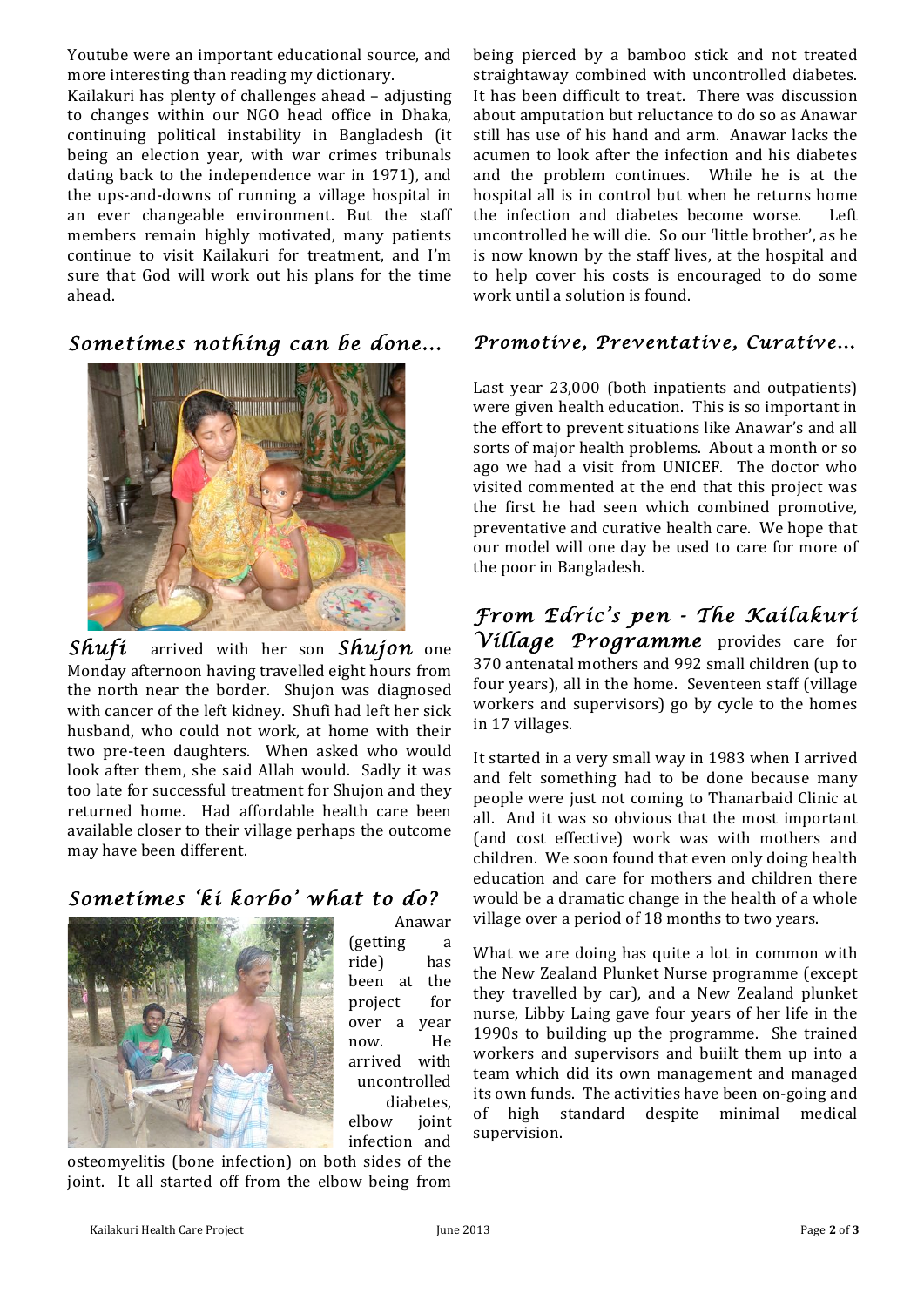Youtube were an important educational source, and more interesting than reading my dictionary.

Kailakuri has plenty of challenges ahead – adjusting to changes within our NGO head office in Dhaka, continuing political instability in Bangladesh (it being an election year, with war crimes tribunals dating back to the independence war in 1971), and the ups-and-downs of running a village hospital in an ever changeable environment. But the staff members remain highly motivated, many patients continue to visit Kailakuri for treatment, and I'm sure that God will work out his plans for the time ahead.

## *Sometimes nothing can be done…*

***Shufi*** arrived with her son ***Shujon*** one Monday afternoon having travelled eight hours from the north near the border. Shujon was diagnosed with cancer of the left kidney. Shufi had left her sick husband, who could not work, at home with their two pre-teen daughters. When asked who would look after them, she said Allah would. Sadly it was too late for successful treatment for Shujon and they returned home. Had affordable health care been available closer to their village perhaps the outcome may have been different.

## *Sometimes 'ki korbo' what to do?*

Anawar (getting a ride) has been at the project for over a year now. He arrived with uncontrolled diabetes, elbow joint infection and osteomyelitis (bone infection) on both sides of the joint. It all started off from the elbow being from being pierced by a bamboo stick and not treated straightaway combined with uncontrolled diabetes. It has been difficult to treat. There was discussion about amputation but reluctance to do so as Anawar still has use of his hand and arm. Anawar lacks the acumen to look after the infection and his diabetes and the problem continues. While he is at the hospital all is in control but when he returns home the infection and diabetes become worse. Left uncontrolled he will die. So our 'little brother', as he is now known by the staff lives, at the hospital and to help cover his costs is encouraged to do some work until a solution is found.

## *Promotive, Preventative, Curative…*

Last year 23,000 (both inpatients and outpatients) were given health education. This is so important in the effort to prevent situations like Anawar's and all sorts of major health problems. About a month or so ago we had a visit from UNICEF. The doctor who visited commented at the end that this project was the first he had seen which combined promotive, preventative and curative health care. We hope that our model will one day be used to care for more of the poor in Bangladesh.

## *From Edric's pen - The Kailakuri Village Programme*

provides care for 370 antenatal mothers and 992 small children (up to four years), all in the home. Seventeen staff (village workers and supervisors) go by cycle to the homes in 17 villages.

It started in a very small way in 1983 when I arrived and felt something had to be done because many people were just not coming to Thanarbaid Clinic at all. And it was so obvious that the most important (and cost effective) work was with mothers and children. We soon found that even only doing health education and care for mothers and children there would be a dramatic change in the health of a whole village over a period of 18 months to two years.

What we are doing has quite a lot in common with the New Zealand Plunket Nurse programme (except they travelled by car), and a New Zealand plunket nurse, Libby Laing gave four years of her life in the 1990s to building up the programme. She trained workers and supervisors and buiilt them up into a team which did its own management and managed its own funds. The activities have been on-going and of high standard despite minimal medical supervision.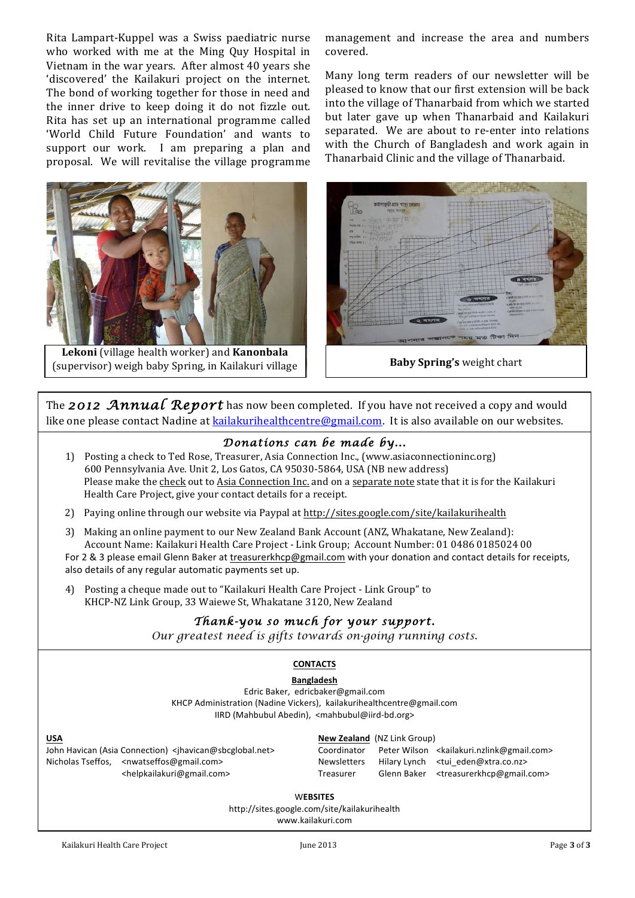Rita Lampart-Kuppel was a Swiss paediatric nurse who worked with me at the Ming Quy Hospital in Vietnam in the war years. After almost 40 years she 'discovered' the Kailakuri project on the internet. The bond of working together for those in need and the inner drive to keep doing it do not fizzle out. Rita has set up an international programme called 'World Child Future Foundation' and wants to support our work. I am preparing a plan and proposal. We will revitalise the village programme management and increase the area and numbers covered.

Many long term readers of our newsletter will be pleased to know that our first extension will be back into the village of Thanarbaid from which we started but later gave up when Thanarbaid and Kailakuri separated. We are about to re-enter into relations with the Church of Bangladesh and work again in Thanarbaid Clinic and the village of Thanarbaid.

**Lekoni** (village health worker) and **Kanonbala** (supervisor) weigh baby Spring, in Kailakuri village

**Baby Spring's** weight chart

The ***2012 Annual Report*** has now been completed. If you have not received a copy and would like one please contact Nadine at kailakurihealthcentre@gmail.com. It is also available on our websites.

## *Donations can be made by...*

1) Posting a check to Ted Rose, Treasurer, Asia Connection Inc., (www.asiaconnectioninc.org) 600 Pennsylvania Ave. Unit 2, Los Gatos, CA 95030-5864, USA (NB new address) Please make the check out to Asia Connection Inc. and on a separate note state that it is for the Kailakuri Health Care Project, give your contact details for a receipt.
2) Paying online through our website via Paypal at http://sites.google.com/site/kailakurihealth
3) Making an online payment to our New Zealand Bank Account (ANZ, Whakatane, New Zealand): Account Name: Kailakuri Health Care Project - Link Group; Account Number: 01 0486 0185024 00

For 2 & 3 please email Glenn Baker at treasurerkhcp@gmail.com with your donation and contact details for receipts, also details of any regular automatic payments set up.

4) Posting a cheque made out to "Kailakuri Health Care Project - Link Group" to KHCP-NZ Link Group, 33 Waiewe St, Whakatane 3120, New Zealand

*Thank-you so much for your support.*

*Our greatest need is gifts towards on-going running costs.*

## CONTACTS

**Bangladesh**

Edric Baker, edricbaker@gmail.com

KHCP Administration (Nadine Vickers), kailakurihealthcentre@gmail.com

IIRD (Mahbubul Abedin), <mahbubul@iird-bd.org>

**USA**

John Havican (Asia Connection) <jhavican@sbcglobal.net>

Nicholas Tseffos, <nwatseffos@gmail.com> <helpkailakuri@gmail.com>

**New Zealand** (NZ Link Group)

Coordinator Peter Wilson <kailakuri.nzlink@gmail.com>

Newsletters Hilary Lynch <tui_eden@xtra.co.nz>

Treasurer Glenn Baker <treasurerkhcp@gmail.com>

**WEBSITES**

http://sites.google.com/site/kailakurihealth

www.kailakuri.com